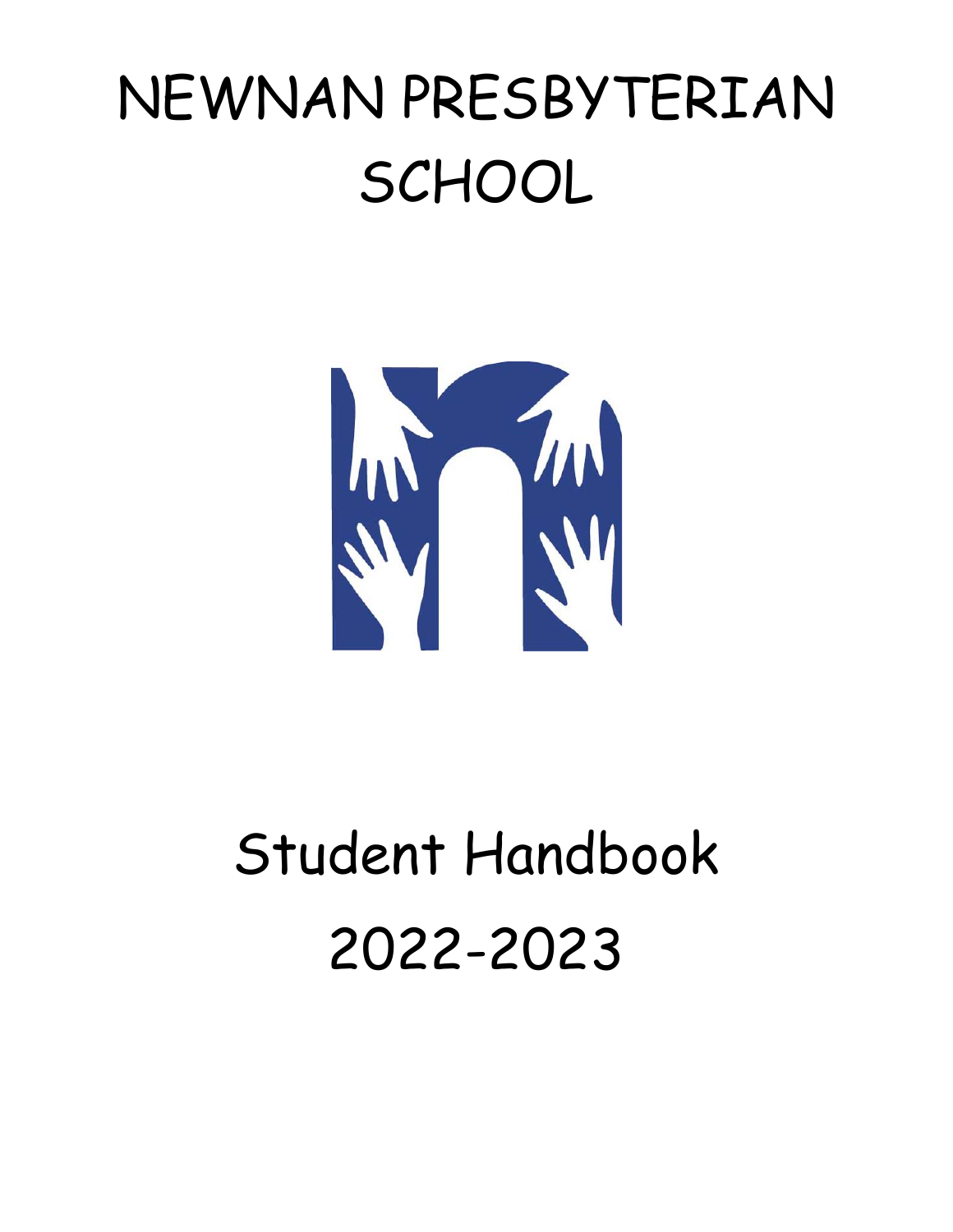# NEWNAN PRESBYTERIAN SCHOOL

# Student Handbook

# 2022-2023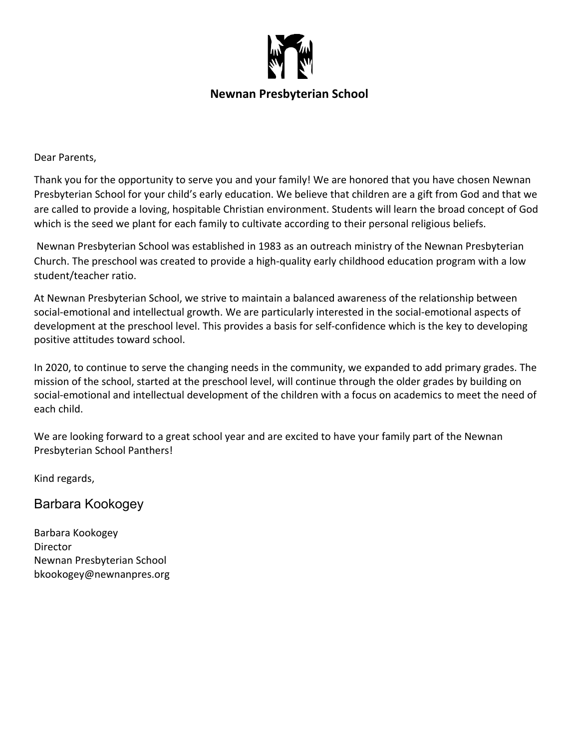**Newnan Presbyterian School**

Dear Parents,

Thank you for the opportunity to serve you and your family! We are honored that you have chosen Newnan Presbyterian School for your child's early education. We believe that children are a gift from God and that we are called to provide a loving, hospitable Christian environment. Students will learn the broad concept of God which is the seed we plant for each family to cultivate according to their personal religious beliefs.

Newnan Presbyterian School was established in 1983 as an outreach ministry of the Newnan Presbyterian Church. The preschool was created to provide a high-quality early childhood education program with a low student/teacher ratio.

At Newnan Presbyterian School, we strive to maintain a balanced awareness of the relationship between social-emotional and intellectual growth. We are particularly interested in the social-emotional aspects of development at the preschool level. This provides a basis for self-confidence which is the key to developing positive attitudes toward school.

In 2020, to continue to serve the changing needs in the community, we expanded to add primary grades. The mission of the school, started at the preschool level, will continue through the older grades by building on social-emotional and intellectual development of the children with a focus on academics to meet the need of each child.

We are looking forward to a great school year and are excited to have your family part of the Newnan Presbyterian School Panthers!

Kind regards,

Barbara Kookogey

Barbara Kookogey
Director
Newnan Presbyterian School
bkookogey@newnanpres.org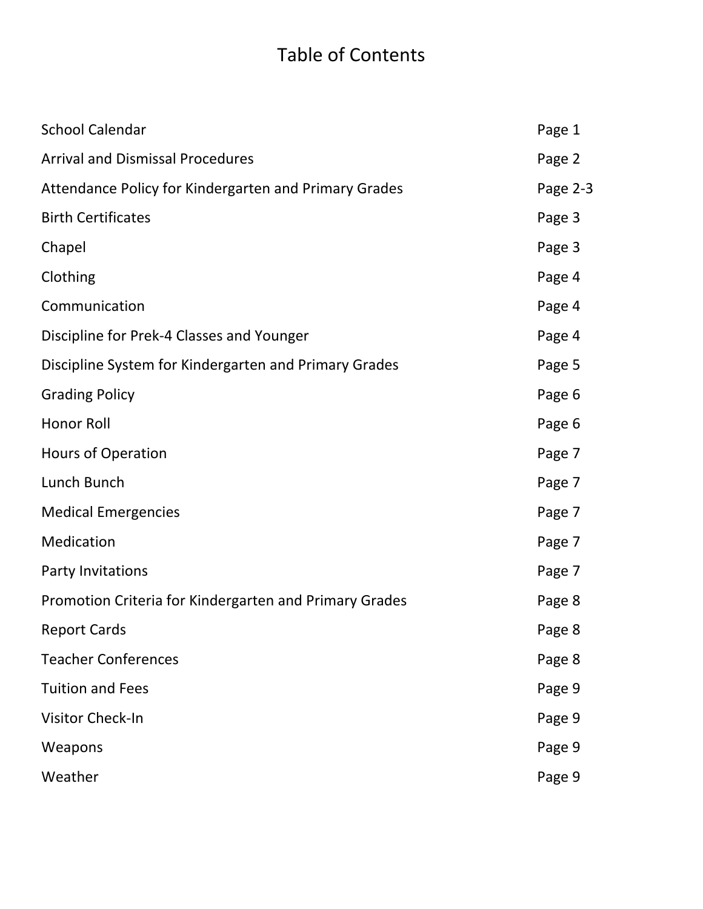# Table of Contents

| | |
|---|---|
| School Calendar | Page 1 |
| Arrival and Dismissal Procedures | Page 2 |
| Attendance Policy for Kindergarten and Primary Grades | Page 2-3 |
| Birth Certificates | Page 3 |
| Chapel | Page 3 |
| Clothing | Page 4 |
| Communication | Page 4 |
| Discipline for Prek-4 Classes and Younger | Page 4 |
| Discipline System for Kindergarten and Primary Grades | Page 5 |
| Grading Policy | Page 6 |
| Honor Roll | Page 6 |
| Hours of Operation | Page 7 |
| Lunch Bunch | Page 7 |
| Medical Emergencies | Page 7 |
| Medication | Page 7 |
| Party Invitations | Page 7 |
| Promotion Criteria for Kindergarten and Primary Grades | Page 8 |
| Report Cards | Page 8 |
| Teacher Conferences | Page 8 |
| Tuition and Fees | Page 9 |
| Visitor Check-In | Page 9 |
| Weapons | Page 9 |
| Weather | Page 9 |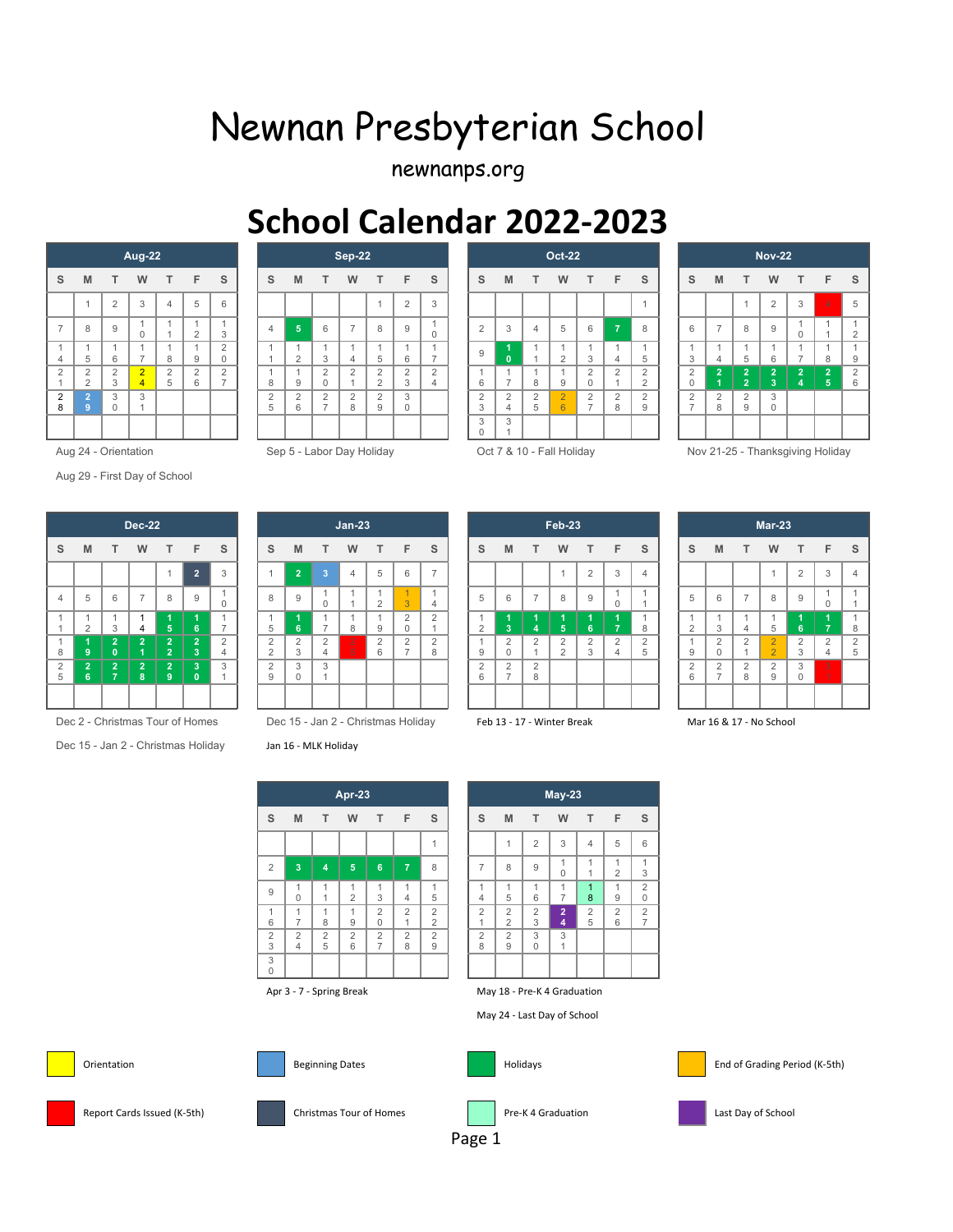# Newnan Presbyterian School

newnanps.org

## School Calendar 2022-2023

**Aug-22**

| S | M | T | W | T | F | S |
|---|---|---|---|---|---|---|
| | 1 | 2 | 3 | 4 | 5 | 6 |
| 7 | 8 | 9 | 10 | 11 | 12 | 13 |
| 14 | 15 | 16 | 17 | 18 | 19 | 20 |
| 21 | 22 | 23 | 24 | 25 | 26 | 27 |
| 28 | 29 | 30 | 31 | | | |

Aug 24 - Orientation

Aug 29 - First Day of School

**Sep-22**

| S | M | T | W | T | F | S |
|---|---|---|---|---|---|---|
| | | | | 1 | 2 | 3 |
| 4 | 5 | 6 | 7 | 8 | 9 | 10 |
| 11 | 12 | 13 | 14 | 15 | 16 | 17 |
| 18 | 19 | 20 | 21 | 22 | 23 | 24 |
| 25 | 26 | 27 | 28 | 29 | 30 | |

Sep 5 - Labor Day Holiday

**Oct-22**

| S | M | T | W | T | F | S |
|---|---|---|---|---|---|---|
| | | | | | | 1 |
| 2 | 3 | 4 | 5 | 6 | 7 | 8 |
| 9 | 10 | 11 | 12 | 13 | 14 | 15 |
| 16 | 17 | 18 | 19 | 20 | 21 | 22 |
| 23 | 24 | 25 | 26 | 27 | 28 | 29 |
| 30 | 31 | | | | | |

Oct 7 & 10 - Fall Holiday

**Nov-22**

| S | M | T | W | T | F | S |
|---|---|---|---|---|---|---|
| | | 1 | 2 | 3 | 4 | 5 |
| 6 | 7 | 8 | 9 | 10 | 11 | 12 |
| 13 | 14 | 15 | 16 | 17 | 18 | 19 |
| 20 | 21 | 22 | 23 | 24 | 25 | 26 |
| 27 | 28 | 29 | 30 | | | |

Nov 21-25 - Thanksgiving Holiday

**Dec-22**

| S | M | T | W | T | F | S |
|---|---|---|---|---|---|---|
| | | | | 1 | 2 | 3 |
| 4 | 5 | 6 | 7 | 8 | 9 | 10 |
| 11 | 12 | 13 | 14 | 15 | 16 | 17 |
| 18 | 19 | 20 | 21 | 22 | 23 | 24 |
| 25 | 26 | 27 | 28 | 29 | 30 | 31 |

Dec 2 - Christmas Tour of Homes

Dec 15 - Jan 2 - Christmas Holiday

**Jan-23**

| S | M | T | W | T | F | S |
|---|---|---|---|---|---|---|
| 1 | 2 | 3 | 4 | 5 | 6 | 7 |
| 8 | 9 | 10 | 11 | 12 | 13 | 14 |
| 15 | 16 | 17 | 18 | 19 | 20 | 21 |
| 22 | 23 | 24 | 25 | 26 | 27 | 28 |
| 29 | 30 | 31 | | | | |

Dec 15 - Jan 2 - Christmas Holiday

Jan 16 - MLK Holiday

**Feb-23**

| S | M | T | W | T | F | S |
|---|---|---|---|---|---|---|
| | | | 1 | 2 | 3 | 4 |
| 5 | 6 | 7 | 8 | 9 | 10 | 11 |
| 12 | 13 | 14 | 15 | 16 | 17 | 18 |
| 19 | 20 | 21 | 22 | 23 | 24 | 25 |
| 26 | 27 | 28 | | | | |

Feb 13 - 17 - Winter Break

**Mar-23**

| S | M | T | W | T | F | S |
|---|---|---|---|---|---|---|
| | | | 1 | 2 | 3 | 4 |
| 5 | 6 | 7 | 8 | 9 | 10 | 11 |
| 12 | 13 | 14 | 15 | 16 | 17 | 18 |
| 19 | 20 | 21 | 22 | 23 | 24 | 25 |
| 26 | 27 | 28 | 29 | 30 | 31 | |

Mar 16 & 17 - No School

**Apr-23**

| S | M | T | W | T | F | S |
|---|---|---|---|---|---|---|
| | | | | | | 1 |
| 2 | 3 | 4 | 5 | 6 | 7 | 8 |
| 9 | 10 | 11 | 12 | 13 | 14 | 15 |
| 16 | 17 | 18 | 19 | 20 | 21 | 22 |
| 23 | 24 | 25 | 26 | 27 | 28 | 29 |
| 30 | | | | | | |

Apr 3 - 7 - Spring Break

**May-23**

| S | M | T | W | T | F | S |
|---|---|---|---|---|---|---|
| | 1 | 2 | 3 | 4 | 5 | 6 |
| 7 | 8 | 9 | 10 | 11 | 12 | 13 |
| 14 | 15 | 16 | 17 | 18 | 19 | 20 |
| 21 | 22 | 23 | 24 | 25 | 26 | 27 |
| 28 | 29 | 30 | 31 | | | |

May 18 - Pre-K 4 Graduation

May 24 - Last Day of School

**Legend:**

- Orientation
- Beginning Dates
- Holidays
- End of Grading Period (K-5th)
- Report Cards Issued (K-5th)
- Christmas Tour of Homes
- Pre-K 4 Graduation
- Last Day of School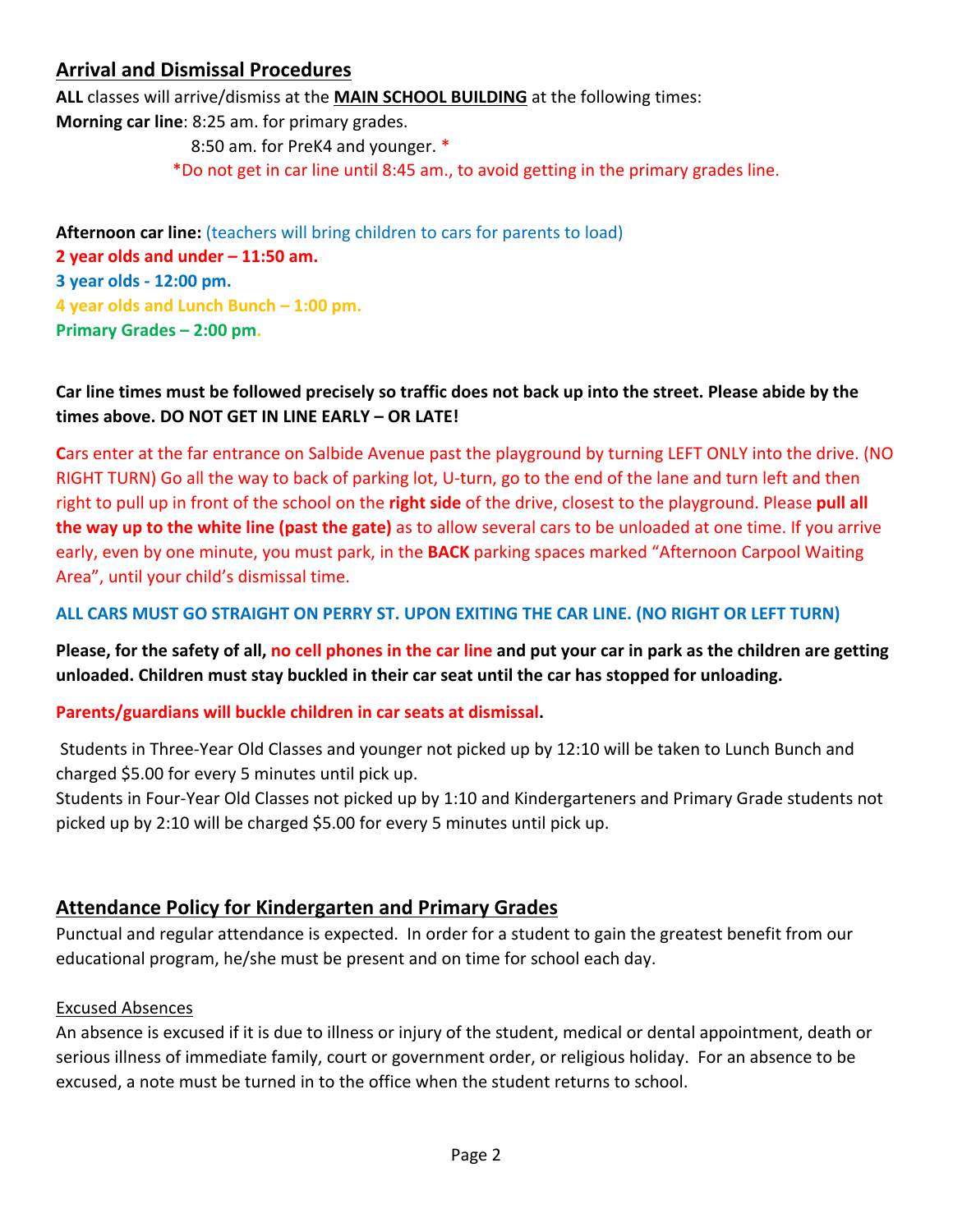## Arrival and Dismissal Procedures

**ALL** classes will arrive/dismiss at the **MAIN SCHOOL BUILDING** at the following times:

**Morning car line**: 8:25 am. for primary grades.
8:50 am. for PreK4 and younger. *
*Do not get in car line until 8:45 am., to avoid getting in the primary grades line.

**Afternoon car line:** (teachers will bring children to cars for parents to load)
**2 year olds and under – 11:50 am.**
**3 year olds - 12:00 pm.**
**4 year olds and Lunch Bunch – 1:00 pm.**
**Primary Grades – 2:00 pm.**

**Car line times must be followed precisely so traffic does not back up into the street. Please abide by the times above. DO NOT GET IN LINE EARLY – OR LATE!**

**C**ars enter at the far entrance on Salbide Avenue past the playground by turning LEFT ONLY into the drive. (NO RIGHT TURN) Go all the way to back of parking lot, U-turn, go to the end of the lane and turn left and then right to pull up in front of the school on the **right side** of the drive, closest to the playground. Please **pull all the way up to the white line (past the gate)** as to allow several cars to be unloaded at one time. If you arrive early, even by one minute, you must park, in the **BACK** parking spaces marked "Afternoon Carpool Waiting Area", until your child's dismissal time.

**ALL CARS MUST GO STRAIGHT ON PERRY ST. UPON EXITING THE CAR LINE. (NO RIGHT OR LEFT TURN)**

**Please, for the safety of all, no cell phones in the car line and put your car in park as the children are getting unloaded. Children must stay buckled in their car seat until the car has stopped for unloading.**

**Parents/guardians will buckle children in car seats at dismissal.**

Students in Three-Year Old Classes and younger not picked up by 12:10 will be taken to Lunch Bunch and charged $5.00 for every 5 minutes until pick up.
Students in Four-Year Old Classes not picked up by 1:10 and Kindergarteners and Primary Grade students not picked up by 2:10 will be charged $5.00 for every 5 minutes until pick up.

## Attendance Policy for Kindergarten and Primary Grades

Punctual and regular attendance is expected. In order for a student to gain the greatest benefit from our educational program, he/she must be present and on time for school each day.

### Excused Absences

An absence is excused if it is due to illness or injury of the student, medical or dental appointment, death or serious illness of immediate family, court or government order, or religious holiday. For an absence to be excused, a note must be turned in to the office when the student returns to school.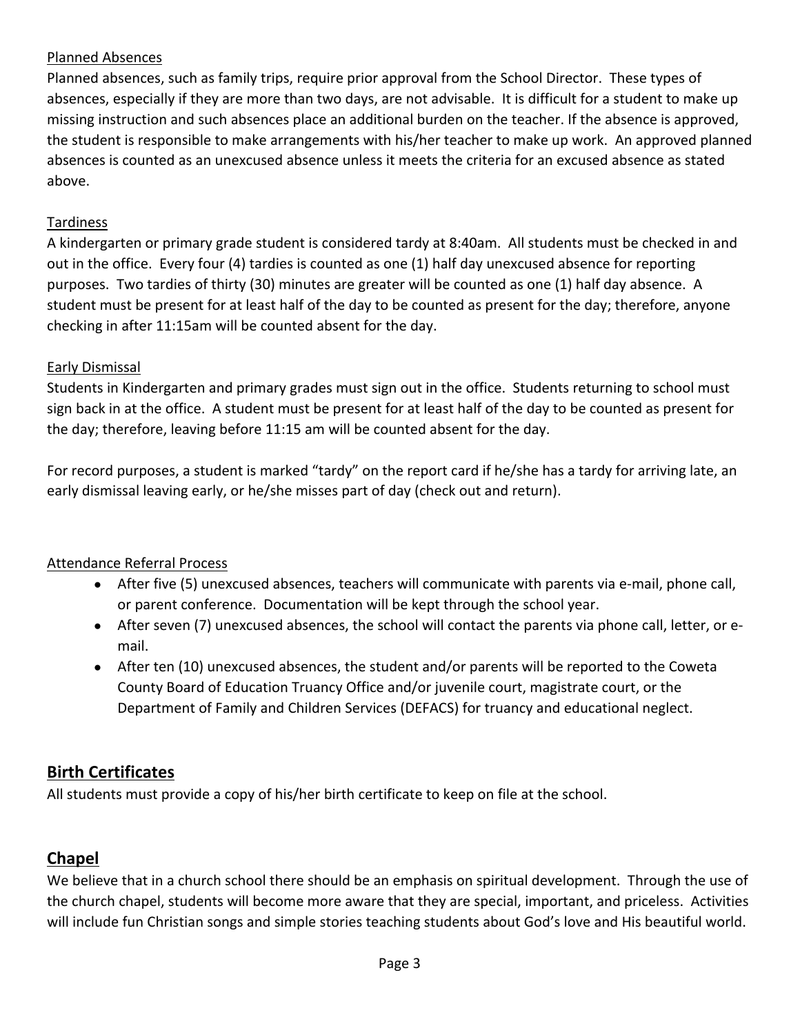<u>Planned Absences</u>

Planned absences, such as family trips, require prior approval from the School Director. These types of absences, especially if they are more than two days, are not advisable. It is difficult for a student to make up missing instruction and such absences place an additional burden on the teacher. If the absence is approved, the student is responsible to make arrangements with his/her teacher to make up work. An approved planned absences is counted as an unexcused absence unless it meets the criteria for an excused absence as stated above.

<u>Tardiness</u>

A kindergarten or primary grade student is considered tardy at 8:40am. All students must be checked in and out in the office. Every four (4) tardies is counted as one (1) half day unexcused absence for reporting purposes. Two tardies of thirty (30) minutes are greater will be counted as one (1) half day absence. A student must be present for at least half of the day to be counted as present for the day; therefore, anyone checking in after 11:15am will be counted absent for the day.

<u>Early Dismissal</u>

Students in Kindergarten and primary grades must sign out in the office. Students returning to school must sign back in at the office. A student must be present for at least half of the day to be counted as present for the day; therefore, leaving before 11:15 am will be counted absent for the day.

For record purposes, a student is marked "tardy" on the report card if he/she has a tardy for arriving late, an early dismissal leaving early, or he/she misses part of day (check out and return).

<u>Attendance Referral Process</u>

- After five (5) unexcused absences, teachers will communicate with parents via e-mail, phone call, or parent conference. Documentation will be kept through the school year.
- After seven (7) unexcused absences, the school will contact the parents via phone call, letter, or e-mail.
- After ten (10) unexcused absences, the student and/or parents will be reported to the Coweta County Board of Education Truancy Office and/or juvenile court, magistrate court, or the Department of Family and Children Services (DEFACS) for truancy and educational neglect.

## Birth Certificates

All students must provide a copy of his/her birth certificate to keep on file at the school.

## Chapel

We believe that in a church school there should be an emphasis on spiritual development. Through the use of the church chapel, students will become more aware that they are special, important, and priceless. Activities will include fun Christian songs and simple stories teaching students about God's love and His beautiful world.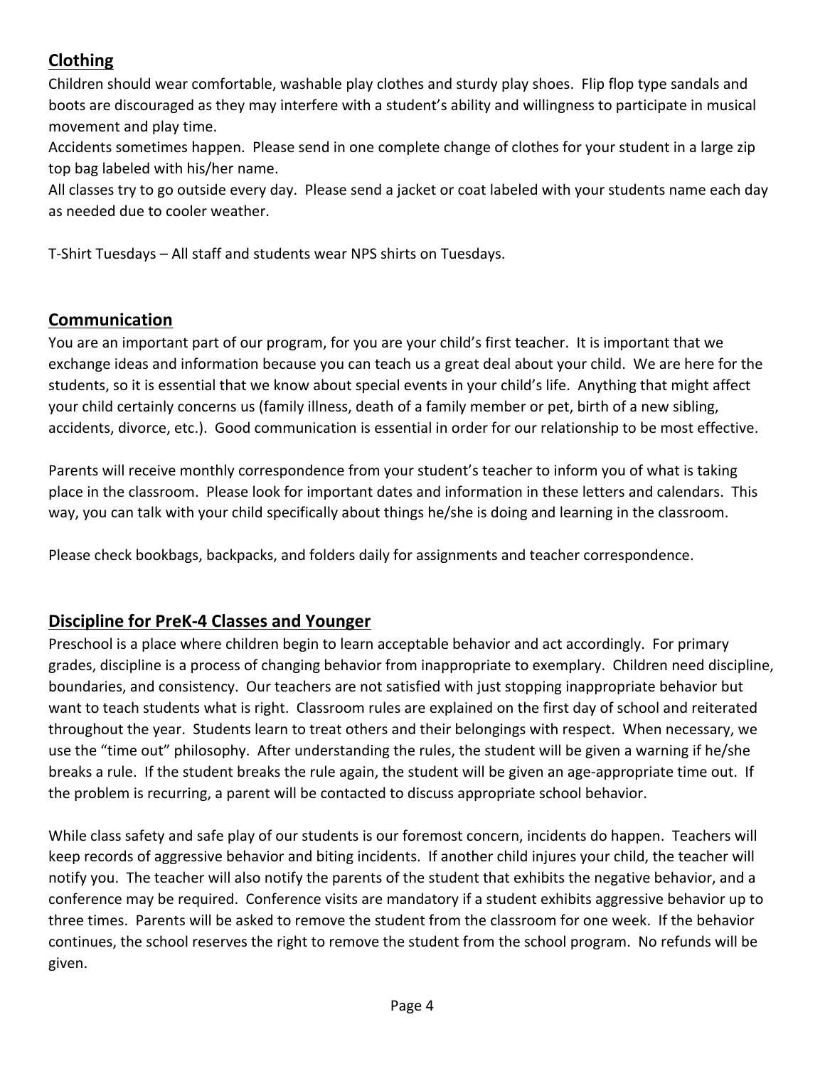## Clothing

Children should wear comfortable, washable play clothes and sturdy play shoes. Flip flop type sandals and boots are discouraged as they may interfere with a student's ability and willingness to participate in musical movement and play time.

Accidents sometimes happen. Please send in one complete change of clothes for your student in a large zip top bag labeled with his/her name.

All classes try to go outside every day. Please send a jacket or coat labeled with your students name each day as needed due to cooler weather.

T-Shirt Tuesdays – All staff and students wear NPS shirts on Tuesdays.

## Communication

You are an important part of our program, for you are your child's first teacher. It is important that we exchange ideas and information because you can teach us a great deal about your child. We are here for the students, so it is essential that we know about special events in your child's life. Anything that might affect your child certainly concerns us (family illness, death of a family member or pet, birth of a new sibling, accidents, divorce, etc.). Good communication is essential in order for our relationship to be most effective.

Parents will receive monthly correspondence from your student's teacher to inform you of what is taking place in the classroom. Please look for important dates and information in these letters and calendars. This way, you can talk with your child specifically about things he/she is doing and learning in the classroom.

Please check bookbags, backpacks, and folders daily for assignments and teacher correspondence.

## Discipline for PreK-4 Classes and Younger

Preschool is a place where children begin to learn acceptable behavior and act accordingly. For primary grades, discipline is a process of changing behavior from inappropriate to exemplary. Children need discipline, boundaries, and consistency. Our teachers are not satisfied with just stopping inappropriate behavior but want to teach students what is right. Classroom rules are explained on the first day of school and reiterated throughout the year. Students learn to treat others and their belongings with respect. When necessary, we use the "time out" philosophy. After understanding the rules, the student will be given a warning if he/she breaks a rule. If the student breaks the rule again, the student will be given an age-appropriate time out. If the problem is recurring, a parent will be contacted to discuss appropriate school behavior.

While class safety and safe play of our students is our foremost concern, incidents do happen. Teachers will keep records of aggressive behavior and biting incidents. If another child injures your child, the teacher will notify you. The teacher will also notify the parents of the student that exhibits the negative behavior, and a conference may be required. Conference visits are mandatory if a student exhibits aggressive behavior up to three times. Parents will be asked to remove the student from the classroom for one week. If the behavior continues, the school reserves the right to remove the student from the school program. No refunds will be given.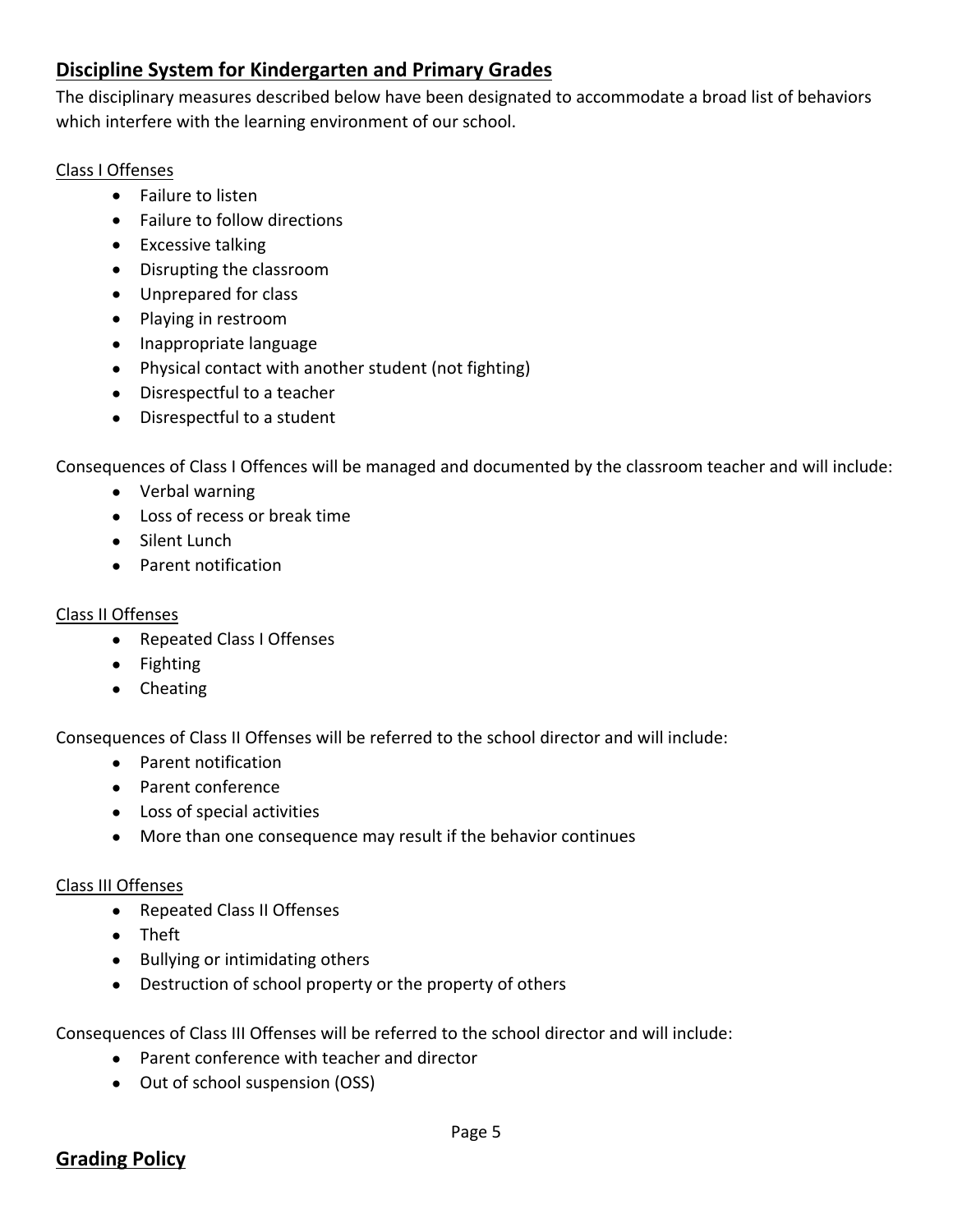## Discipline System for Kindergarten and Primary Grades

The disciplinary measures described below have been designated to accommodate a broad list of behaviors which interfere with the learning environment of our school.

Class I Offenses

- Failure to listen
- Failure to follow directions
- Excessive talking
- Disrupting the classroom
- Unprepared for class
- Playing in restroom
- Inappropriate language
- Physical contact with another student (not fighting)
- Disrespectful to a teacher
- Disrespectful to a student

Consequences of Class I Offences will be managed and documented by the classroom teacher and will include:

- Verbal warning
- Loss of recess or break time
- Silent Lunch
- Parent notification

Class II Offenses

- Repeated Class I Offenses
- Fighting
- Cheating

Consequences of Class II Offenses will be referred to the school director and will include:

- Parent notification
- Parent conference
- Loss of special activities
- More than one consequence may result if the behavior continues

Class III Offenses

- Repeated Class II Offenses
- Theft
- Bullying or intimidating others
- Destruction of school property or the property of others

Consequences of Class III Offenses will be referred to the school director and will include:

- Parent conference with teacher and director
- Out of school suspension (OSS)

## Grading Policy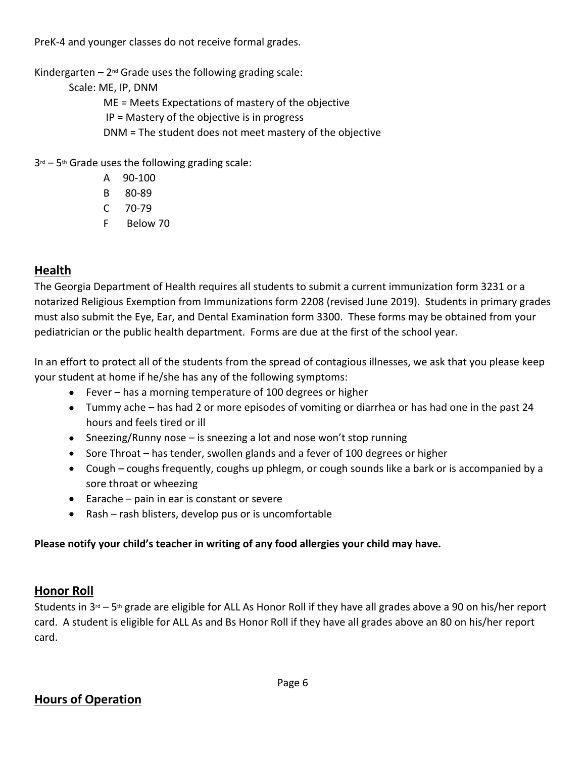PreK-4 and younger classes do not receive formal grades.

Kindergarten – 2nd Grade uses the following grading scale:

Scale: ME, IP, DNM

- ME = Meets Expectations of mastery of the objective
- IP = Mastery of the objective is in progress
- DNM = The student does not meet mastery of the objective

3rd – 5th Grade uses the following grading scale:

- A 90-100
- B 80-89
- C 70-79
- F Below 70

## Health

The Georgia Department of Health requires all students to submit a current immunization form 3231 or a notarized Religious Exemption from Immunizations form 2208 (revised June 2019). Students in primary grades must also submit the Eye, Ear, and Dental Examination form 3300. These forms may be obtained from your pediatrician or the public health department. Forms are due at the first of the school year.

In an effort to protect all of the students from the spread of contagious illnesses, we ask that you please keep your student at home if he/she has any of the following symptoms:

- Fever – has a morning temperature of 100 degrees or higher
- Tummy ache – has had 2 or more episodes of vomiting or diarrhea or has had one in the past 24 hours and feels tired or ill
- Sneezing/Runny nose – is sneezing a lot and nose won't stop running
- Sore Throat – has tender, swollen glands and a fever of 100 degrees or higher
- Cough – coughs frequently, coughs up phlegm, or cough sounds like a bark or is accompanied by a sore throat or wheezing
- Earache – pain in ear is constant or severe
- Rash – rash blisters, develop pus or is uncomfortable

**Please notify your child's teacher in writing of any food allergies your child may have.**

## Honor Roll

Students in 3rd – 5th grade are eligible for ALL As Honor Roll if they have all grades above a 90 on his/her report card. A student is eligible for ALL As and Bs Honor Roll if they have all grades above an 80 on his/her report card.

## Hours of Operation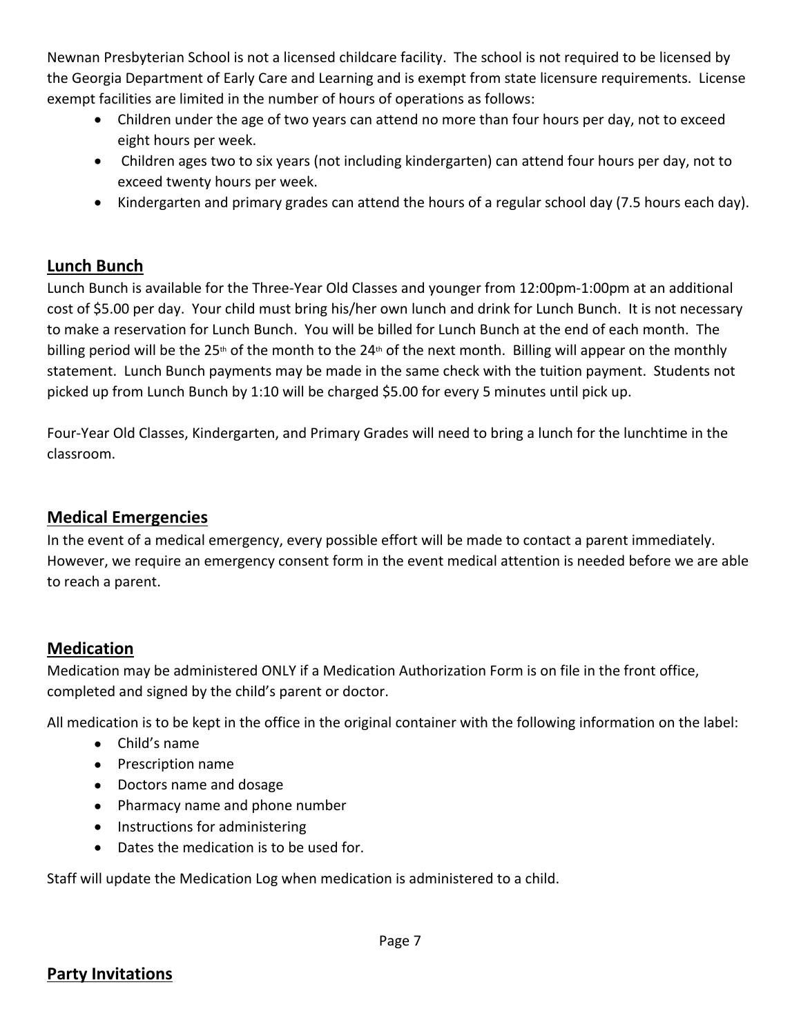Newnan Presbyterian School is not a licensed childcare facility. The school is not required to be licensed by the Georgia Department of Early Care and Learning and is exempt from state licensure requirements. License exempt facilities are limited in the number of hours of operations as follows:

- Children under the age of two years can attend no more than four hours per day, not to exceed eight hours per week.
- Children ages two to six years (not including kindergarten) can attend four hours per day, not to exceed twenty hours per week.
- Kindergarten and primary grades can attend the hours of a regular school day (7.5 hours each day).

## Lunch Bunch

Lunch Bunch is available for the Three-Year Old Classes and younger from 12:00pm-1:00pm at an additional cost of $5.00 per day. Your child must bring his/her own lunch and drink for Lunch Bunch. It is not necessary to make a reservation for Lunch Bunch. You will be billed for Lunch Bunch at the end of each month. The billing period will be the 25th of the month to the 24th of the next month. Billing will appear on the monthly statement. Lunch Bunch payments may be made in the same check with the tuition payment. Students not picked up from Lunch Bunch by 1:10 will be charged $5.00 for every 5 minutes until pick up.

Four-Year Old Classes, Kindergarten, and Primary Grades will need to bring a lunch for the lunchtime in the classroom.

## Medical Emergencies

In the event of a medical emergency, every possible effort will be made to contact a parent immediately. However, we require an emergency consent form in the event medical attention is needed before we are able to reach a parent.

## Medication

Medication may be administered ONLY if a Medication Authorization Form is on file in the front office, completed and signed by the child's parent or doctor.

All medication is to be kept in the office in the original container with the following information on the label:

- Child's name
- Prescription name
- Doctors name and dosage
- Pharmacy name and phone number
- Instructions for administering
- Dates the medication is to be used for.

Staff will update the Medication Log when medication is administered to a child.

## Party Invitations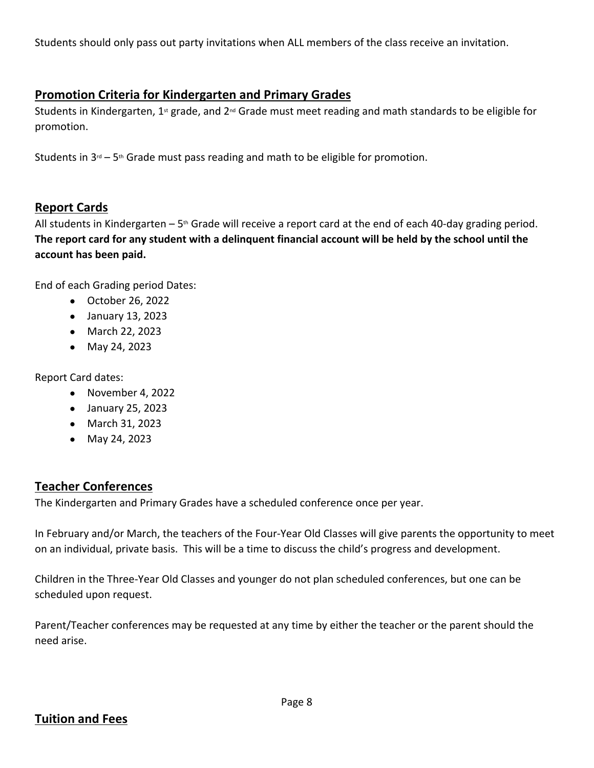Students should only pass out party invitations when ALL members of the class receive an invitation.

## Promotion Criteria for Kindergarten and Primary Grades

Students in Kindergarten, 1st grade, and 2nd Grade must meet reading and math standards to be eligible for promotion.

Students in 3rd – 5th Grade must pass reading and math to be eligible for promotion.

## Report Cards

All students in Kindergarten – 5th Grade will receive a report card at the end of each 40-day grading period. **The report card for any student with a delinquent financial account will be held by the school until the account has been paid.**

End of each Grading period Dates:

- October 26, 2022
- January 13, 2023
- March 22, 2023
- May 24, 2023

Report Card dates:

- November 4, 2022
- January 25, 2023
- March 31, 2023
- May 24, 2023

## Teacher Conferences

The Kindergarten and Primary Grades have a scheduled conference once per year.

In February and/or March, the teachers of the Four-Year Old Classes will give parents the opportunity to meet on an individual, private basis. This will be a time to discuss the child's progress and development.

Children in the Three-Year Old Classes and younger do not plan scheduled conferences, but one can be scheduled upon request.

Parent/Teacher conferences may be requested at any time by either the teacher or the parent should the need arise.

## Tuition and Fees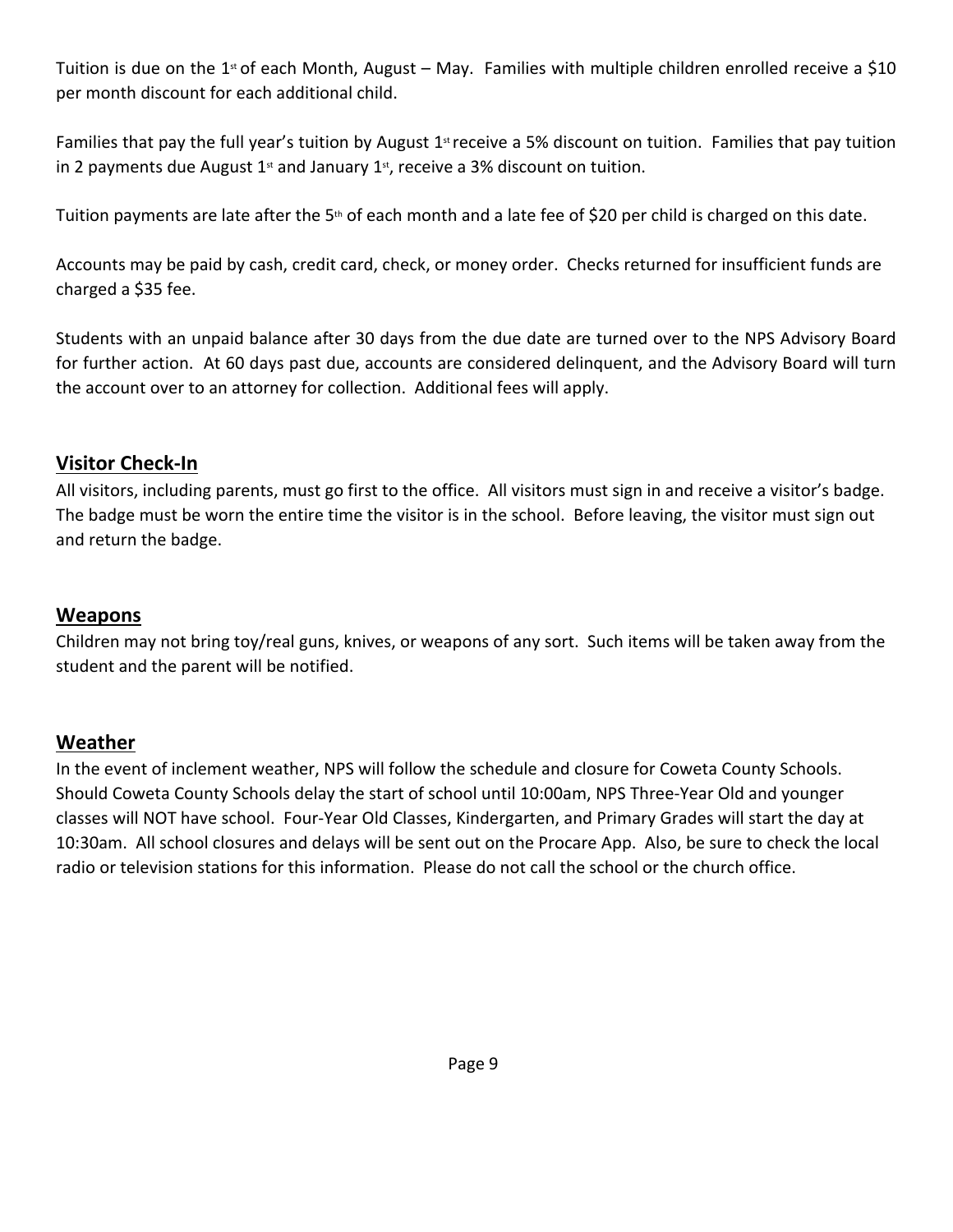Tuition is due on the 1st of each Month, August – May. Families with multiple children enrolled receive a $10 per month discount for each additional child.

Families that pay the full year's tuition by August 1st receive a 5% discount on tuition. Families that pay tuition in 2 payments due August 1st and January 1st, receive a 3% discount on tuition.

Tuition payments are late after the 5th of each month and a late fee of $20 per child is charged on this date.

Accounts may be paid by cash, credit card, check, or money order. Checks returned for insufficient funds are charged a $35 fee.

Students with an unpaid balance after 30 days from the due date are turned over to the NPS Advisory Board for further action. At 60 days past due, accounts are considered delinquent, and the Advisory Board will turn the account over to an attorney for collection. Additional fees will apply.

## Visitor Check-In

All visitors, including parents, must go first to the office. All visitors must sign in and receive a visitor's badge. The badge must be worn the entire time the visitor is in the school. Before leaving, the visitor must sign out and return the badge.

## Weapons

Children may not bring toy/real guns, knives, or weapons of any sort. Such items will be taken away from the student and the parent will be notified.

## Weather

In the event of inclement weather, NPS will follow the schedule and closure for Coweta County Schools. Should Coweta County Schools delay the start of school until 10:00am, NPS Three-Year Old and younger classes will NOT have school. Four-Year Old Classes, Kindergarten, and Primary Grades will start the day at 10:30am. All school closures and delays will be sent out on the Procare App. Also, be sure to check the local radio or television stations for this information. Please do not call the school or the church office.